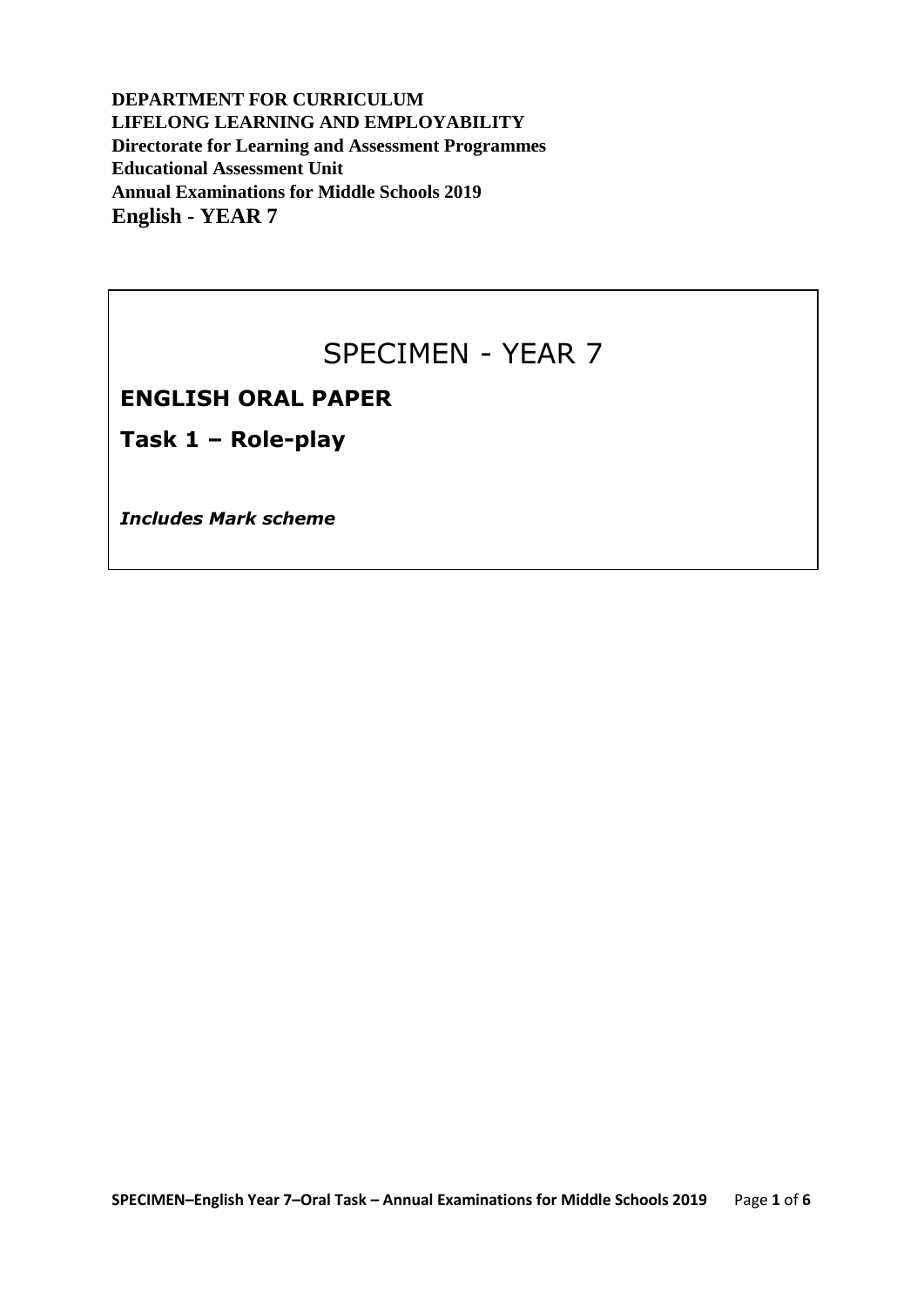**DEPARTMENT FOR CURRICULUM**
**LIFELONG LEARNING AND EMPLOYABILITY**
**Directorate for Learning and Assessment Programmes**
**Educational Assessment Unit**
**Annual Examinations for Middle Schools 2019**
**English - YEAR 7**

# SPECIMEN - YEAR 7

## ENGLISH ORAL PAPER

## Task 1 – Role-play

***Includes Mark scheme***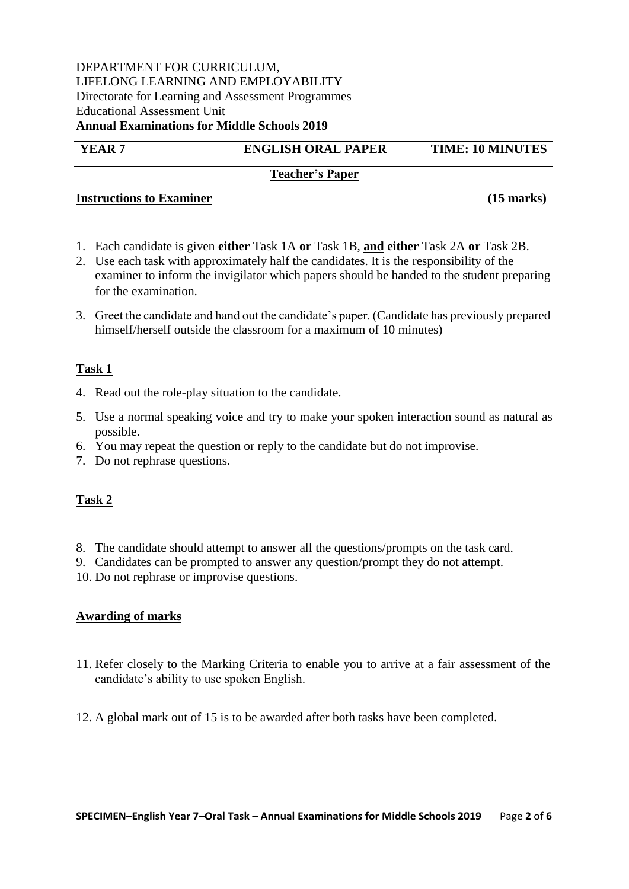DEPARTMENT FOR CURRICULUM,
LIFELONG LEARNING AND EMPLOYABILITY
Directorate for Learning and Assessment Programmes
Educational Assessment Unit
**Annual Examinations for Middle Schools 2019**

| **YEAR 7** | **ENGLISH ORAL PAPER** | **TIME: 10 MINUTES** |
|---|---|---|

**Teacher's Paper**

**Instructions to Examiner** **(15 marks)**

1. Each candidate is given **either** Task 1A **or** Task 1B, **and either** Task 2A **or** Task 2B.
2. Use each task with approximately half the candidates. It is the responsibility of the examiner to inform the invigilator which papers should be handed to the student preparing for the examination.
3. Greet the candidate and hand out the candidate's paper. (Candidate has previously prepared himself/herself outside the classroom for a maximum of 10 minutes)

**Task 1**

4. Read out the role-play situation to the candidate.
5. Use a normal speaking voice and try to make your spoken interaction sound as natural as possible.
6. You may repeat the question or reply to the candidate but do not improvise.
7. Do not rephrase questions.

**Task 2**

8. The candidate should attempt to answer all the questions/prompts on the task card.
9. Candidates can be prompted to answer any question/prompt they do not attempt.
10. Do not rephrase or improvise questions.

**Awarding of marks**

11. Refer closely to the Marking Criteria to enable you to arrive at a fair assessment of the candidate's ability to use spoken English.
12. A global mark out of 15 is to be awarded after both tasks have been completed.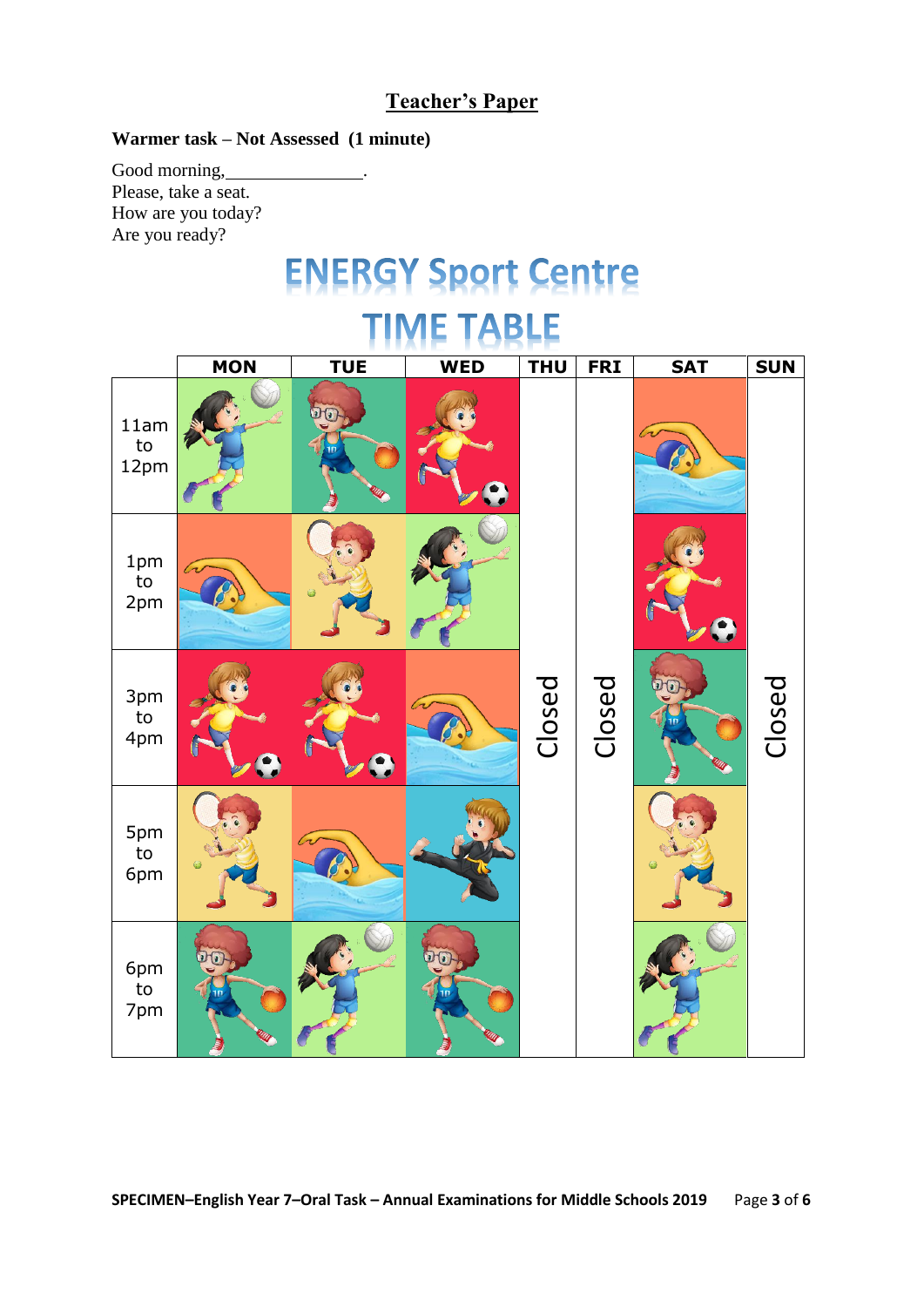## Teacher's Paper

**Warmer task – Not Assessed (1 minute)**

Good morning,_______________.
Please, take a seat.
How are you today?
Are you ready?

# ENERGY Sport Centre

# TIME TABLE

| | MON | TUE | WED | THU | FRI | SAT | SUN |
|---|---|---|---|---|---|---|---|
| 11am to 12pm | | | | | | | |
| 1pm to 2pm | | | | | | | |
| 3pm to 4pm | | | | Closed | Closed | | Closed |
| 5pm to 6pm | | | | | | | |
| 6pm to 7pm | | | | | | | |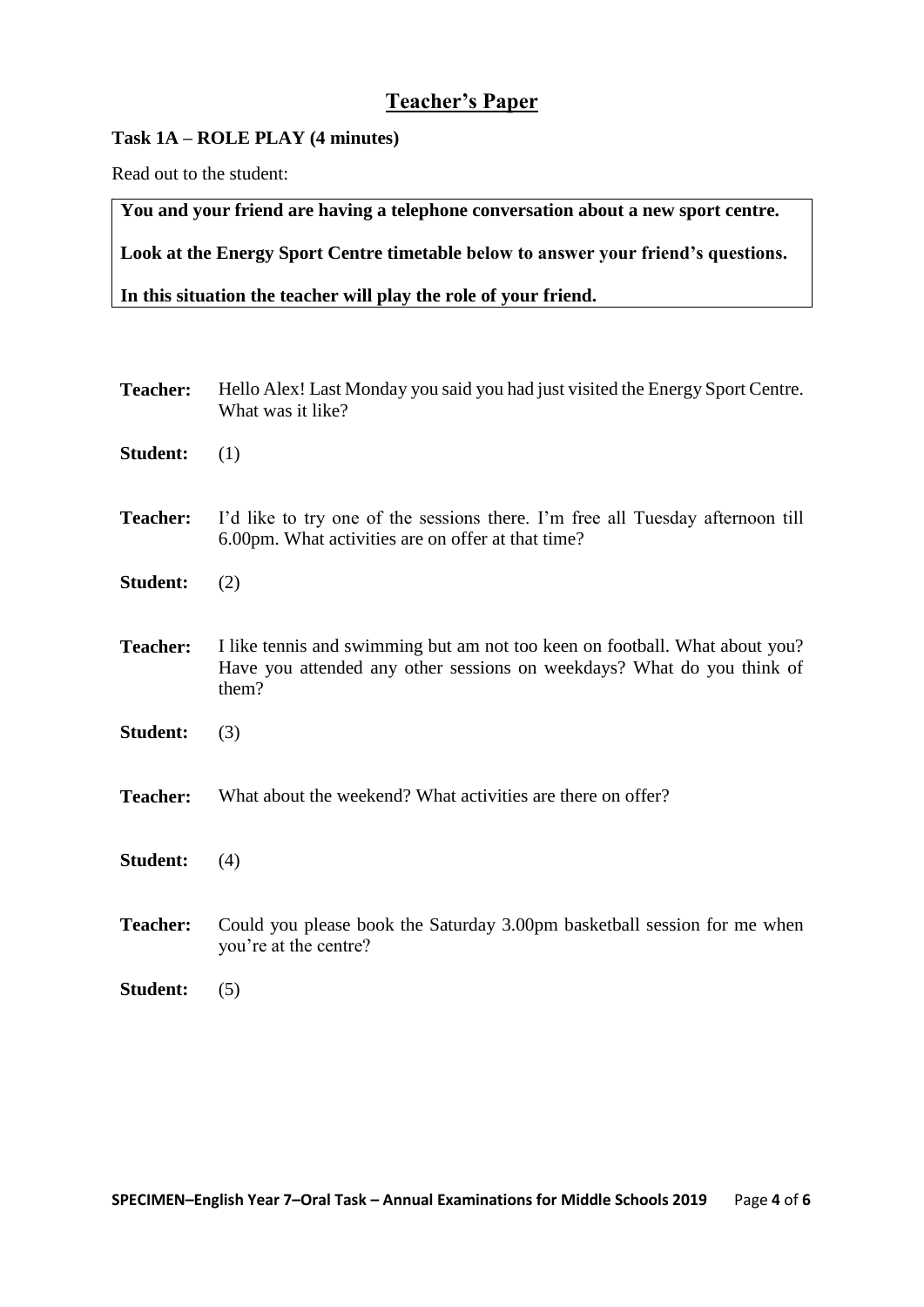## Teacher's Paper

**Task 1A – ROLE PLAY (4 minutes)**

Read out to the student:

> **You and your friend are having a telephone conversation about a new sport centre.**
>
> **Look at the Energy Sport Centre timetable below to answer your friend's questions.**
>
> **In this situation the teacher will play the role of your friend.**

**Teacher:** Hello Alex! Last Monday you said you had just visited the Energy Sport Centre. What was it like?

**Student:** (1)

**Teacher:** I'd like to try one of the sessions there. I'm free all Tuesday afternoon till 6.00pm. What activities are on offer at that time?

**Student:** (2)

**Teacher:** I like tennis and swimming but am not too keen on football. What about you? Have you attended any other sessions on weekdays? What do you think of them?

**Student:** (3)

**Teacher:** What about the weekend? What activities are there on offer?

**Student:** (4)

**Teacher:** Could you please book the Saturday 3.00pm basketball session for me when you're at the centre?

**Student:** (5)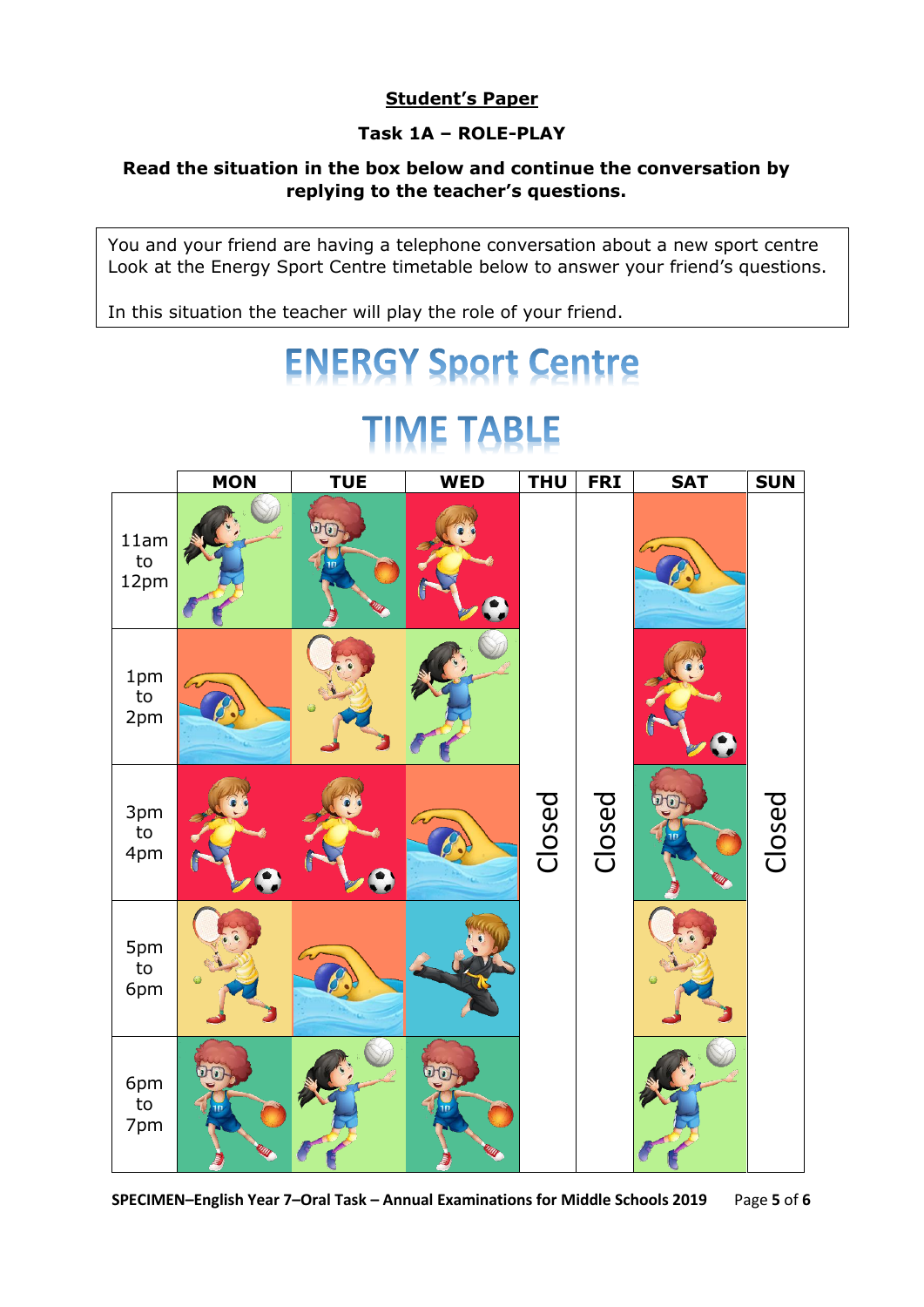**<u>Student's Paper</u>**

**Task 1A – ROLE-PLAY**

**Read the situation in the box below and continue the conversation by replying to the teacher's questions.**

> You and your friend are having a telephone conversation about a new sport centre Look at the Energy Sport Centre timetable below to answer your friend's questions.
>
> In this situation the teacher will play the role of your friend.

# ENERGY Sport Centre

# TIME TABLE

| | MON | TUE | WED | THU | FRI | SAT | SUN |
|---|---|---|---|---|---|---|---|
| 11am to 12pm | | | | | | | |
| 1pm to 2pm | | | | | | | |
| 3pm to 4pm | | | | Closed | Closed | | Closed |
| 5pm to 6pm | | | | | | | |
| 6pm to 7pm | | | | | | | |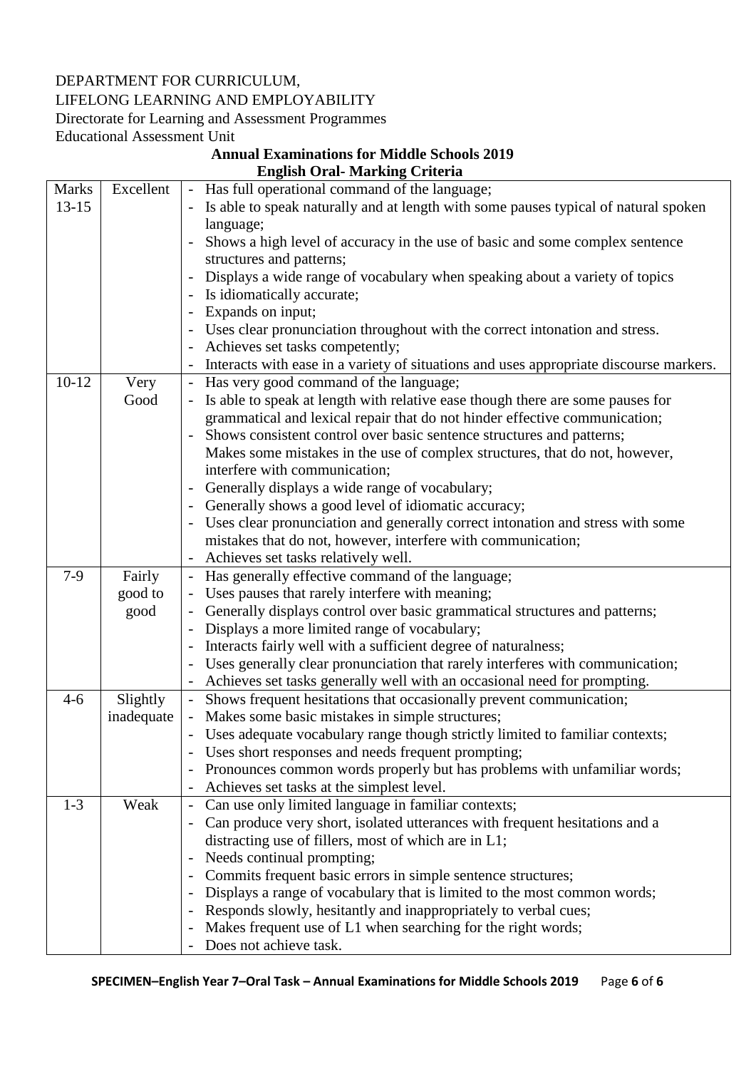DEPARTMENT FOR CURRICULUM,
LIFELONG LEARNING AND EMPLOYABILITY
Directorate for Learning and Assessment Programmes
Educational Assessment Unit

**Annual Examinations for Middle Schools 2019**
**English Oral- Marking Criteria**

| Marks | | |
|---|---|---|
| 13-15 | Excellent | - Has full operational command of the language;<br>- Is able to speak naturally and at length with some pauses typical of natural spoken language;<br>- Shows a high level of accuracy in the use of basic and some complex sentence structures and patterns;<br>- Displays a wide range of vocabulary when speaking about a variety of topics<br>- Is idiomatically accurate;<br>- Expands on input;<br>- Uses clear pronunciation throughout with the correct intonation and stress.<br>- Achieves set tasks competently;<br>- Interacts with ease in a variety of situations and uses appropriate discourse markers. |
| 10-12 | Very Good | - Has very good command of the language;<br>- Is able to speak at length with relative ease though there are some pauses for grammatical and lexical repair that do not hinder effective communication;<br>- Shows consistent control over basic sentence structures and patterns; Makes some mistakes in the use of complex structures, that do not, however, interfere with communication;<br>- Generally displays a wide range of vocabulary;<br>- Generally shows a good level of idiomatic accuracy;<br>- Uses clear pronunciation and generally correct intonation and stress with some mistakes that do not, however, interfere with communication;<br>- Achieves set tasks relatively well. |
| 7-9 | Fairly good to good | - Has generally effective command of the language;<br>- Uses pauses that rarely interfere with meaning;<br>- Generally displays control over basic grammatical structures and patterns;<br>- Displays a more limited range of vocabulary;<br>- Interacts fairly well with a sufficient degree of naturalness;<br>- Uses generally clear pronunciation that rarely interferes with communication;<br>- Achieves set tasks generally well with an occasional need for prompting. |
| 4-6 | Slightly inadequate | - Shows frequent hesitations that occasionally prevent communication;<br>- Makes some basic mistakes in simple structures;<br>- Uses adequate vocabulary range though strictly limited to familiar contexts;<br>- Uses short responses and needs frequent prompting;<br>- Pronounces common words properly but has problems with unfamiliar words;<br>- Achieves set tasks at the simplest level. |
| 1-3 | Weak | - Can use only limited language in familiar contexts;<br>- Can produce very short, isolated utterances with frequent hesitations and a distracting use of fillers, most of which are in L1;<br>- Needs continual prompting;<br>- Commits frequent basic errors in simple sentence structures;<br>- Displays a range of vocabulary that is limited to the most common words;<br>- Responds slowly, hesitantly and inappropriately to verbal cues;<br>- Makes frequent use of L1 when searching for the right words;<br>- Does not achieve task. |